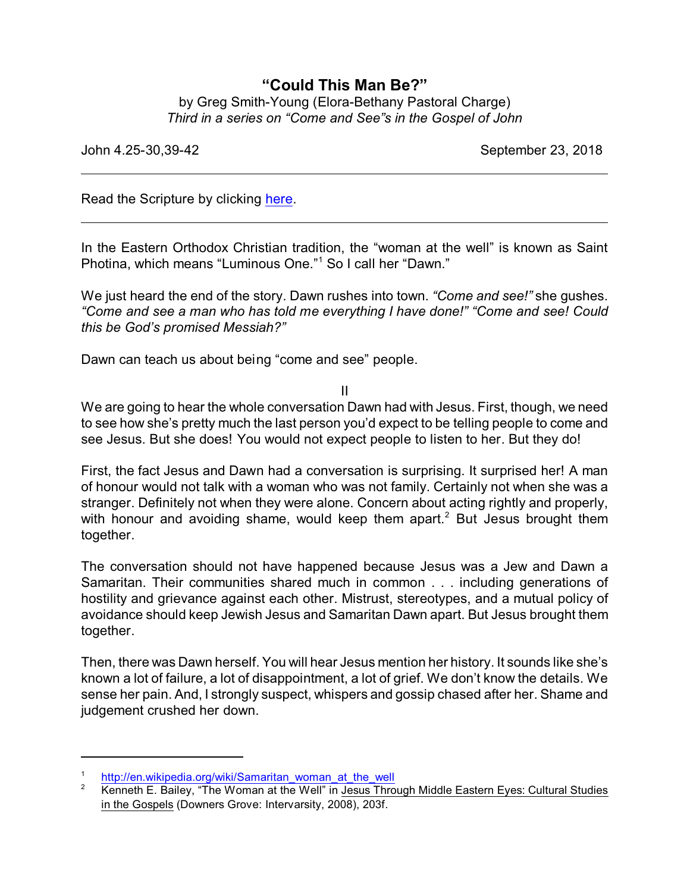# "Could This Man Be?"

by Greg Smith-Young (Elora-Bethany Pastoral Charge)
*Third in a series on "Come and See"s in the Gospel of John*

John 4.25-30,39-42 September 23, 2018

---

Read the Scripture by clicking here.

---

In the Eastern Orthodox Christian tradition, the "woman at the well" is known as Saint Photina, which means "Luminous One."[1] So I call her "Dawn."

We just heard the end of the story. Dawn rushes into town. *"Come and see!"* she gushes. *"Come and see a man who has told me everything I have done!" "Come and see! Could this be God's promised Messiah?"*

Dawn can teach us about being "come and see" people.

II

We are going to hear the whole conversation Dawn had with Jesus. First, though, we need to see how she's pretty much the last person you'd expect to be telling people to come and see Jesus. But she does! You would not expect people to listen to her. But they do!

First, the fact Jesus and Dawn had a conversation is surprising. It surprised her! A man of honour would not talk with a woman who was not family. Certainly not when she was a stranger. Definitely not when they were alone. Concern about acting rightly and properly, with honour and avoiding shame, would keep them apart.[2] But Jesus brought them together.

The conversation should not have happened because Jesus was a Jew and Dawn a Samaritan. Their communities shared much in common . . . including generations of hostility and grievance against each other. Mistrust, stereotypes, and a mutual policy of avoidance should keep Jewish Jesus and Samaritan Dawn apart. But Jesus brought them together.

Then, there was Dawn herself. You will hear Jesus mention her history. It sounds like she's known a lot of failure, a lot of disappointment, a lot of grief. We don't know the details. We sense her pain. And, I strongly suspect, whispers and gossip chased after her. Shame and judgement crushed her down.

---

[1] http://en.wikipedia.org/wiki/Samaritan_woman_at_the_well

[2] Kenneth E. Bailey, "The Woman at the Well" in Jesus Through Middle Eastern Eyes: Cultural Studies in the Gospels (Downers Grove: Intervarsity, 2008), 203f.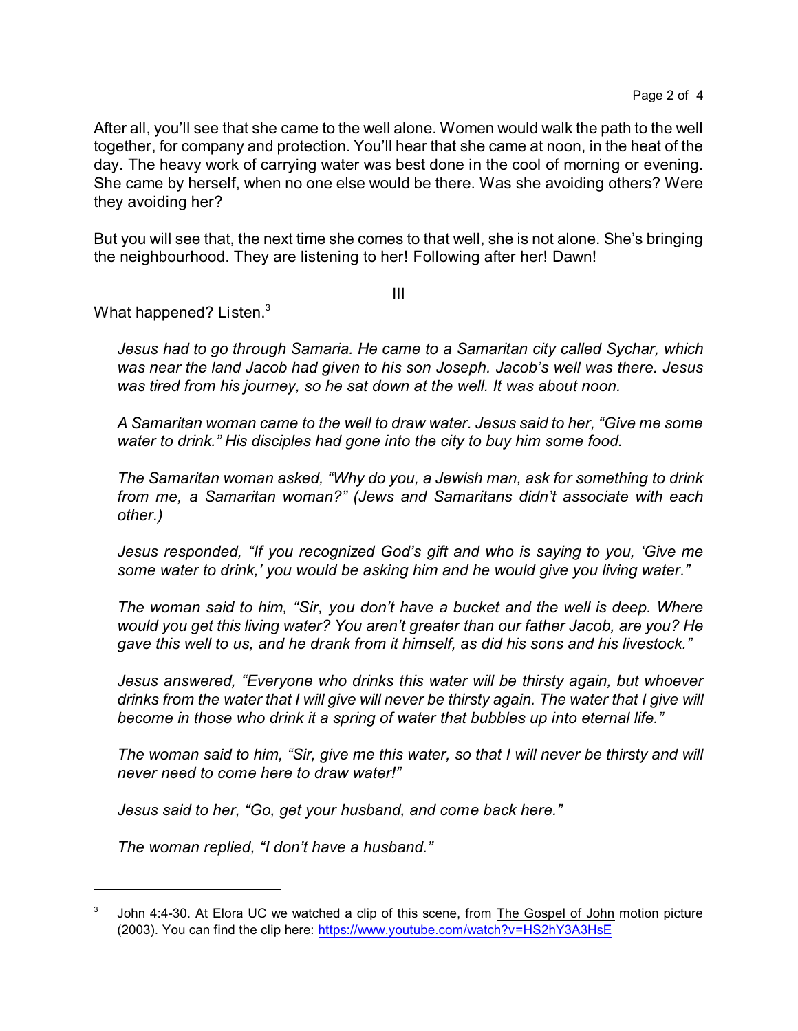After all, you'll see that she came to the well alone. Women would walk the path to the well together, for company and protection. You'll hear that she came at noon, in the heat of the day. The heavy work of carrying water was best done in the cool of morning or evening. She came by herself, when no one else would be there. Was she avoiding others? Were they avoiding her?

But you will see that, the next time she comes to that well, she is not alone. She's bringing the neighbourhood. They are listening to her! Following after her! Dawn!

III

What happened? Listen.[3]

> *Jesus had to go through Samaria. He came to a Samaritan city called Sychar, which was near the land Jacob had given to his son Joseph. Jacob's well was there. Jesus was tired from his journey, so he sat down at the well. It was about noon.*
>
> *A Samaritan woman came to the well to draw water. Jesus said to her, "Give me some water to drink." His disciples had gone into the city to buy him some food.*
>
> *The Samaritan woman asked, "Why do you, a Jewish man, ask for something to drink from me, a Samaritan woman?" (Jews and Samaritans didn't associate with each other.)*
>
> *Jesus responded, "If you recognized God's gift and who is saying to you, 'Give me some water to drink,' you would be asking him and he would give you living water."*
>
> *The woman said to him, "Sir, you don't have a bucket and the well is deep. Where would you get this living water? You aren't greater than our father Jacob, are you? He gave this well to us, and he drank from it himself, as did his sons and his livestock."*
>
> *Jesus answered, "Everyone who drinks this water will be thirsty again, but whoever drinks from the water that I will give will never be thirsty again. The water that I give will become in those who drink it a spring of water that bubbles up into eternal life."*
>
> *The woman said to him, "Sir, give me this water, so that I will never be thirsty and will never need to come here to draw water!"*
>
> *Jesus said to her, "Go, get your husband, and come back here."*
>
> *The woman replied, "I don't have a husband."*

---

[3] John 4:4-30. At Elora UC we watched a clip of this scene, from The Gospel of John motion picture (2003). You can find the clip here: https://www.youtube.com/watch?v=HS2hY3A3HsE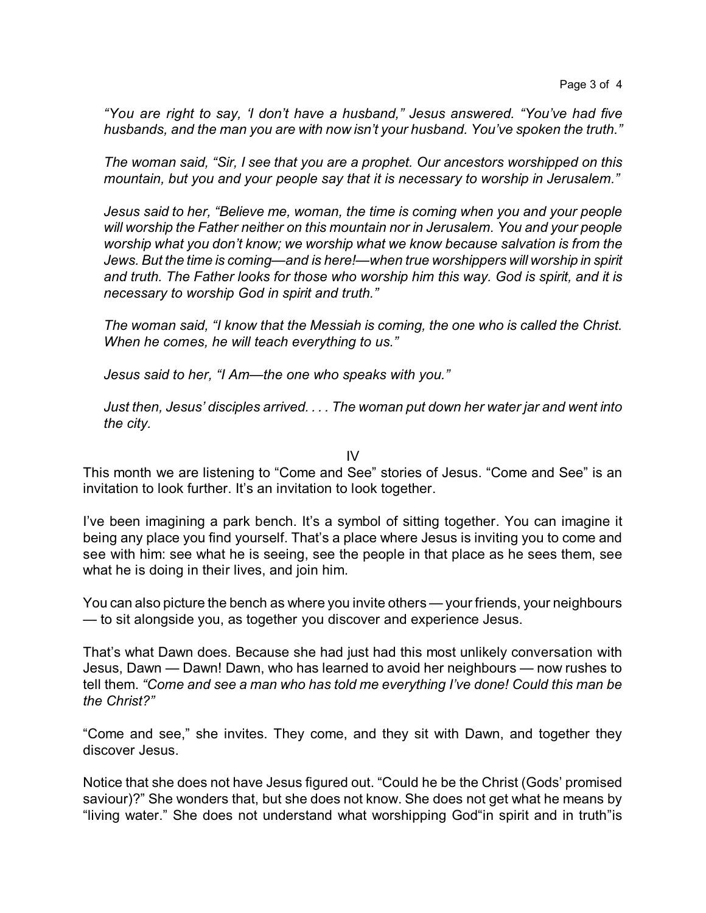*"You are right to say, 'I don't have a husband," Jesus answered. "You've had five husbands, and the man you are with now isn't your husband. You've spoken the truth."*

*The woman said, "Sir, I see that you are a prophet. Our ancestors worshipped on this mountain, but you and your people say that it is necessary to worship in Jerusalem."*

*Jesus said to her, "Believe me, woman, the time is coming when you and your people will worship the Father neither on this mountain nor in Jerusalem. You and your people worship what you don't know; we worship what we know because salvation is from the Jews. But the time is coming—and is here!—when true worshippers will worship in spirit and truth. The Father looks for those who worship him this way. God is spirit, and it is necessary to worship God in spirit and truth."*

*The woman said, "I know that the Messiah is coming, the one who is called the Christ. When he comes, he will teach everything to us."*

*Jesus said to her, "I Am—the one who speaks with you."*

*Just then, Jesus' disciples arrived. . . . The woman put down her water jar and went into the city.*

IV

This month we are listening to "Come and See" stories of Jesus. "Come and See" is an invitation to look further. It's an invitation to look together.

I've been imagining a park bench. It's a symbol of sitting together. You can imagine it being any place you find yourself. That's a place where Jesus is inviting you to come and see with him: see what he is seeing, see the people in that place as he sees them, see what he is doing in their lives, and join him.

You can also picture the bench as where you invite others — your friends, your neighbours — to sit alongside you, as together you discover and experience Jesus.

That's what Dawn does. Because she had just had this most unlikely conversation with Jesus, Dawn — Dawn! Dawn, who has learned to avoid her neighbours — now rushes to tell them. *"Come and see a man who has told me everything I've done! Could this man be the Christ?"*

"Come and see," she invites. They come, and they sit with Dawn, and together they discover Jesus.

Notice that she does not have Jesus figured out. "Could he be the Christ (Gods' promised saviour)?" She wonders that, but she does not know. She does not get what he means by "living water." She does not understand what worshipping God"in spirit and in truth"is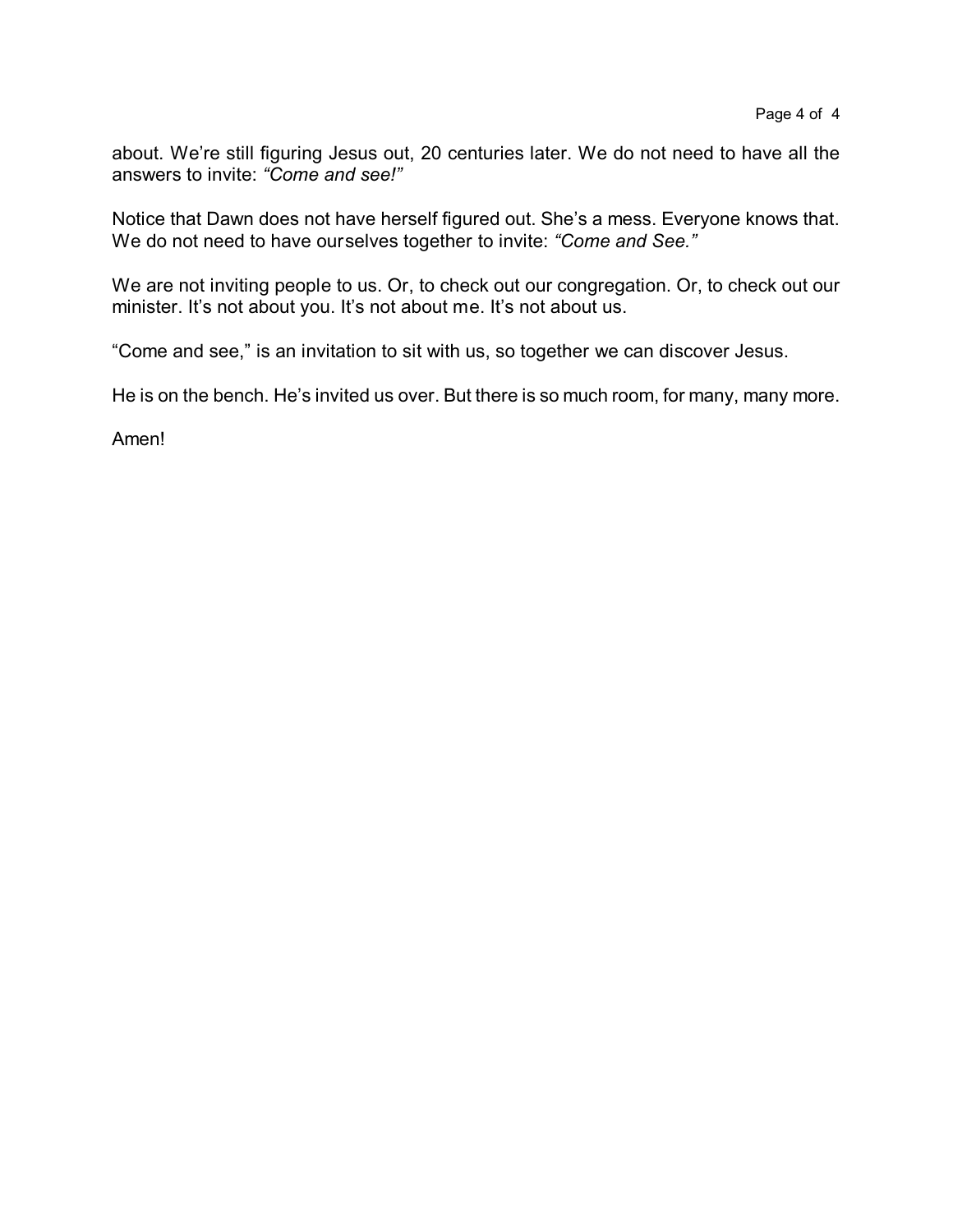about. We're still figuring Jesus out, 20 centuries later. We do not need to have all the answers to invite: *"Come and see!"*

Notice that Dawn does not have herself figured out. She's a mess. Everyone knows that. We do not need to have ourselves together to invite: *"Come and See."*

We are not inviting people to us. Or, to check out our congregation. Or, to check out our minister. It's not about you. It's not about me. It's not about us.

"Come and see," is an invitation to sit with us, so together we can discover Jesus.

He is on the bench. He's invited us over. But there is so much room, for many, many more.

Amen!